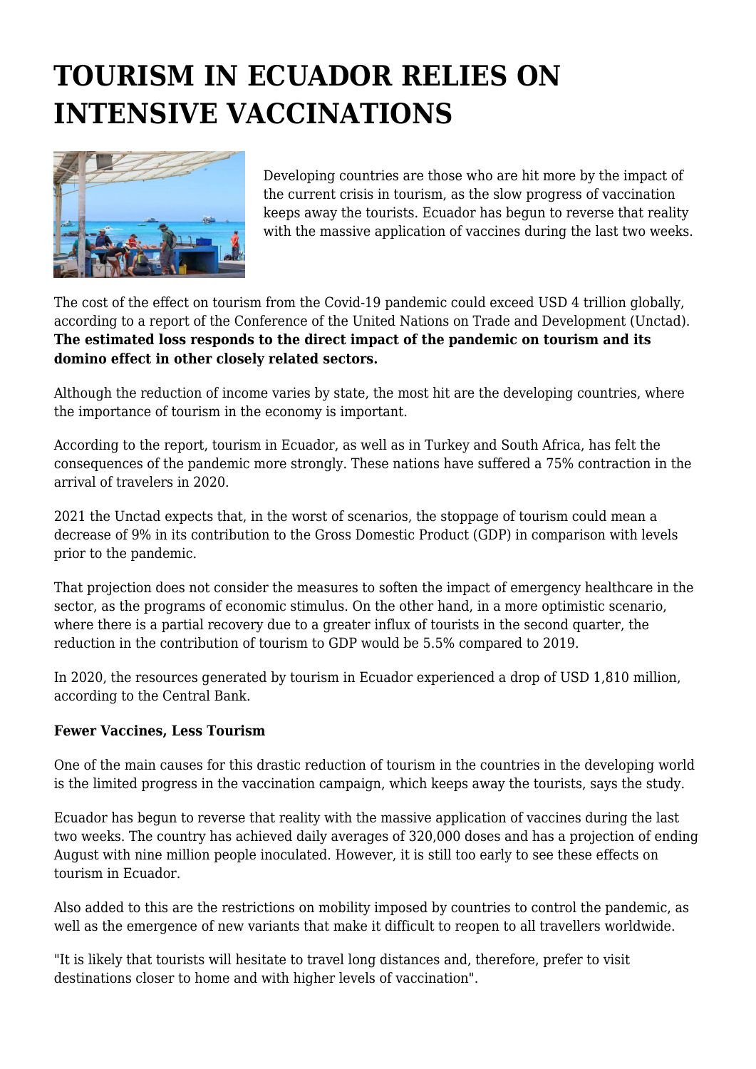# TOURISM IN ECUADOR RELIES ON INTENSIVE VACCINATIONS

Developing countries are those who are hit more by the impact of the current crisis in tourism, as the slow progress of vaccination keeps away the tourists. Ecuador has begun to reverse that reality with the massive application of vaccines during the last two weeks.

The cost of the effect on tourism from the Covid-19 pandemic could exceed USD 4 trillion globally, according to a report of the Conference of the United Nations on Trade and Development (Unctad). **The estimated loss responds to the direct impact of the pandemic on tourism and its domino effect in other closely related sectors.**

Although the reduction of income varies by state, the most hit are the developing countries, where the importance of tourism in the economy is important.

According to the report, tourism in Ecuador, as well as in Turkey and South Africa, has felt the consequences of the pandemic more strongly. These nations have suffered a 75% contraction in the arrival of travelers in 2020.

2021 the Unctad expects that, in the worst of scenarios, the stoppage of tourism could mean a decrease of 9% in its contribution to the Gross Domestic Product (GDP) in comparison with levels prior to the pandemic.

That projection does not consider the measures to soften the impact of emergency healthcare in the sector, as the programs of economic stimulus. On the other hand, in a more optimistic scenario, where there is a partial recovery due to a greater influx of tourists in the second quarter, the reduction in the contribution of tourism to GDP would be 5.5% compared to 2019.

In 2020, the resources generated by tourism in Ecuador experienced a drop of USD 1,810 million, according to the Central Bank.

**Fewer Vaccines, Less Tourism**

One of the main causes for this drastic reduction of tourism in the countries in the developing world is the limited progress in the vaccination campaign, which keeps away the tourists, says the study.

Ecuador has begun to reverse that reality with the massive application of vaccines during the last two weeks. The country has achieved daily averages of 320,000 doses and has a projection of ending August with nine million people inoculated. However, it is still too early to see these effects on tourism in Ecuador.

Also added to this are the restrictions on mobility imposed by countries to control the pandemic, as well as the emergence of new variants that make it difficult to reopen to all travellers worldwide.

"It is likely that tourists will hesitate to travel long distances and, therefore, prefer to visit destinations closer to home and with higher levels of vaccination".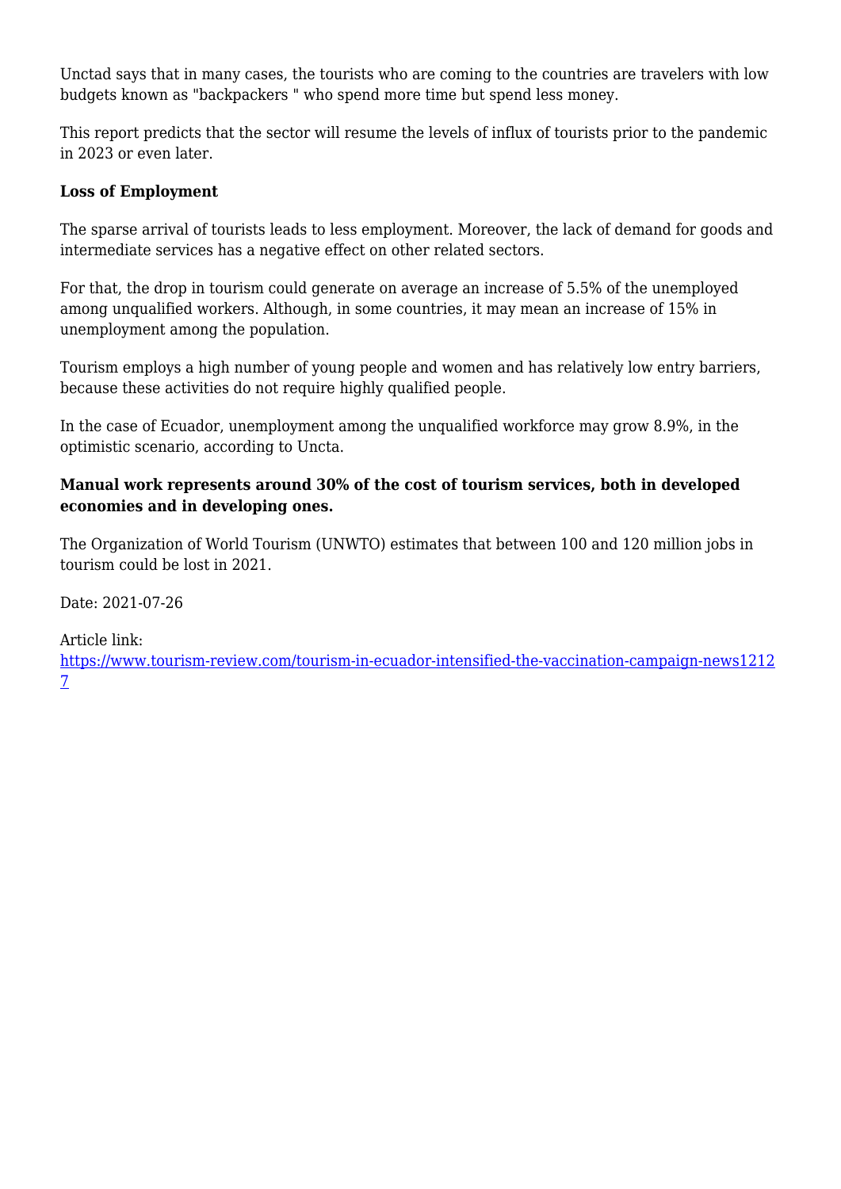Unctad says that in many cases, the tourists who are coming to the countries are travelers with low budgets known as "backpackers " who spend more time but spend less money.

This report predicts that the sector will resume the levels of influx of tourists prior to the pandemic in 2023 or even later.

**Loss of Employment**

The sparse arrival of tourists leads to less employment. Moreover, the lack of demand for goods and intermediate services has a negative effect on other related sectors.

For that, the drop in tourism could generate on average an increase of 5.5% of the unemployed among unqualified workers. Although, in some countries, it may mean an increase of 15% in unemployment among the population.

Tourism employs a high number of young people and women and has relatively low entry barriers, because these activities do not require highly qualified people.

In the case of Ecuador, unemployment among the unqualified workforce may grow 8.9%, in the optimistic scenario, according to Uncta.

**Manual work represents around 30% of the cost of tourism services, both in developed economies and in developing ones.**

The Organization of World Tourism (UNWTO) estimates that between 100 and 120 million jobs in tourism could be lost in 2021.

Date: 2021-07-26

Article link:
[https://www.tourism-review.com/tourism-in-ecuador-intensified-the-vaccination-campaign-news12127](https://www.tourism-review.com/tourism-in-ecuador-intensified-the-vaccination-campaign-news12127)